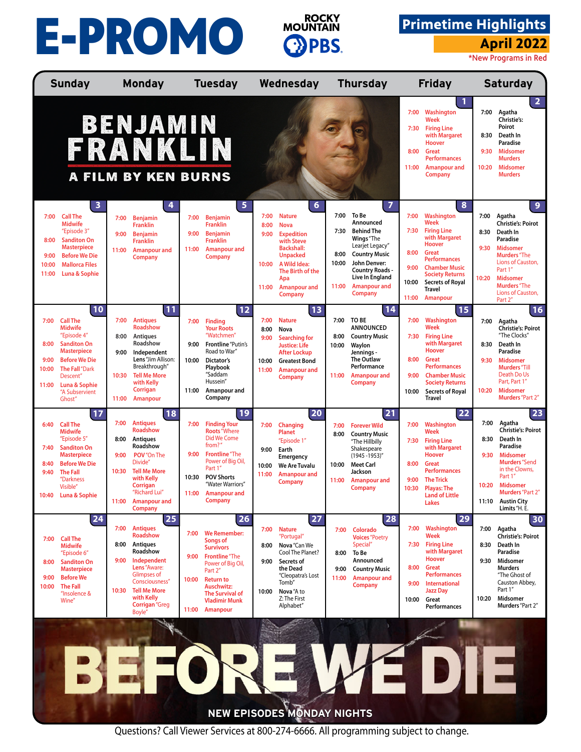# E-PROMO

ROCKY MOUNTAIN PBS

## Primetime Highlights
## April 2022

*New Programs in Red

| Sunday | Monday | Tuesday | Wednesday | Thursday | Friday | Saturday |
|---|---|---|---|---|---|---|
| BENJAMIN FRANKLIN — A FILM BY KEN BURNS | | | | | **1** 7:00 Washington Week; 7:30 Firing Line with Margaret Hoover; 8:00 Great Performances; 11:00 Amanpour and Company | **2** 7:00 Agatha Christie's: Poirot; 8:30 Death In Paradise; 9:30 Midsomer Murders; 10:20 Midsomer Murders |
| **3** 7:00 Call The Midwife "Episode 3"; 8:00 Sanditon On Masterpiece; 9:00 Before We Die; 10:00 Mallorca Files; 11:00 Luna & Sophie | **4** 7:00 Benjamin Franklin; 9:00 Benjamin Franklin; 11:00 Amanpour and Company | **5** 7:00 Benjamin Franklin; 9:00 Benjamin Franklin; 11:00 Amanpour and Company | **6** 7:00 Nature; 8:00 Nova; 9:00 Expedition with Steve Backshall: Unpacked; 10:00 A Wild Idea: The Birth of the Apa; 11:00 Amanpour and Company | **7** 7:00 To Be Announced; 7:30 Behind The Wings "The Learjet Legacy"; 8:00 Country Music; 10:00 John Denver: Country Roads - Live In England; 11:00 Amanpour and Company | **8** 7:00 Washington Week; 7:30 Firing Line with Margaret Hoover; 8:00 Great Performances; 9:00 Chamber Music Society Returns; 10:00 Secrets of Royal Travel; 11:00 Amanpour | **9** 7:00 Agatha Christie's: Poirot; 8:30 Death In Paradise; 9:30 Midsomer Murders "The Lions of Causton, Part 1"; 10:20 Midsomer Murders "The Lions of Causton, Part 2" |
| **10** 7:00 Call The Midwife "Episode 4"; 8:00 Sanditon On Masterpiece; 9:00 Before We Die; 10:00 The Fall "Dark Descent"; 11:00 Luna & Sophie "A Subservient Ghost" | **11** 7:00 Antiques Roadshow; 8:00 Antiques Roadshow; 9:00 Independent Lens "Jim Allison: Breakthrough"; 10:30 Tell Me More with Kelly Corrigan; 11:00 Amanpour | **12** 7:00 Finding Your Roots "Watchmen"; 9:00 Frontline "Putin's Road to War"; 10:00 Dictator's Playbook "Saddam Hussein"; 11:00 Amanpour and Company | **13** 7:00 Nature; 8:00 Nova; 9:00 Searching for Justice: Life After Lockup; 10:00 Greatest Bond; 11:00 Amanpour and Company | **14** 7:00 TO BE ANNOUNCED; 8:00 Country Music; 10:00 Waylon Jennings - The Outlaw Performance; 11:00 Amanpour and Company | **15** 7:00 Washington Week; 7:30 Firing Line with Margaret Hoover; 8:00 Great Performances; 9:00 Chamber Music Society Returns; 10:00 Secrets of Royal Travel | **16** 7:00 Agatha Christie's: Poirot "The Clocks"; 8:30 Death In Paradise; 9:30 Midsomer Murders "Till Death Do Us Part, Part 1"; 10:20 Midsomer Murders "Part 2" |
| **17** 6:40 Call The Midwife "Episode 5"; 7:40 Sandiion On Masterpiece; 8:40 Before We Die; 9:40 The Fall "Darkness Visible"; 10:40 Luna & Sophie | **18** 7:00 Antiques Roadshow; 8:00 Antiques Roadshow; 9:00 POV "On The Divide"; 10:30 Tell Me More with Kelly Corrigan "Richard Lui"; 11:00 Amanpour and Company | **19** 7:00 Finding Your Roots "Where Did We Come from?"; 9:00 Frontline "The Power of Big Oil, Part 1"; 10:30 POV Shorts "Water Warriors"; 11:00 Amanpour and Company | **20** 7:00 Changing Planet "Episode 1"; 9:00 Earth Emergency; 10:00 We Are Tuvalu; 11:00 Amanpour and Company | **21** 7:00 Forever Wild; 8:00 Country Music "The Hillbilly Shakespeare (1945 -1953)"; 10:00 Meet Carl Jackson; 11:00 Amanpour and Company | **22** 7:00 Washington Week; 7:30 Firing Line with Margaret Hoover; 8:00 Great Performances; 9:00 The Trick; 10:30 Playas: The Land of Little Lakes | **23** 7:00 Agatha Christie's: Poirot; 8:30 Death In Paradise; 9:30 Midsomer Murders "Send in the Clowns, Part 1"; 10:20 Midsomer Murders "Part 2"; 11:10 Austin City Limits "H. E. |
| **24** 7:00 Call The Midwife "Episode 6"; 8:00 Sanditon On Masterpiece; 9:00 Before We; 10:00 The Fall "Insolence & Wine" | **25** 7:00 Antiques Roadshow; 8:00 Antiques Roadshow; 9:00 Independent Lens "Aware: Glimpses of Consciousness"; 10:30 Tell Me More with Kelly Corrigan "Greg Boyle" | **26** 7:00 We Remember: Songs of Survivors; 9:00 Frontline "The Power of Big Oil, Part 2"; 10:00 Return to Auschwitz: The Survival of Vladimir Munk; 11:00 Amanpour | **27** 7:00 Nature "Portugal"; 8:00 Nova "Can We Cool The Planet?; 9:00 Secrets of the Dead "Cleopatra's Lost Tomb"; 10:00 Nova "A to Z: The First Alphabet" | **28** 7:00 Colorado Voices "Poetry Special"; 8:00 To Be Announced; 9:00 Country Music; 11:00 Amanpour and Company | **29** 7:00 Washington Week; 7:30 Firing Line with Margaret Hoover; 8:00 Great Performances; 9:00 International Jazz Day; 10:00 Great Performances | **30** 7:00 Agatha Christie's: Poirot; 8:30 Death In Paradise; 9:30 Midsomer Murders "The Ghost of Causton Abbey, Part 1"; 10:20 Midsomer Murders "Part 2" |

BEFORE WE DIE

NEW EPISODES MONDAY NIGHTS

Questions? Call Viewer Services at 800-274-6666. All programming subject to change.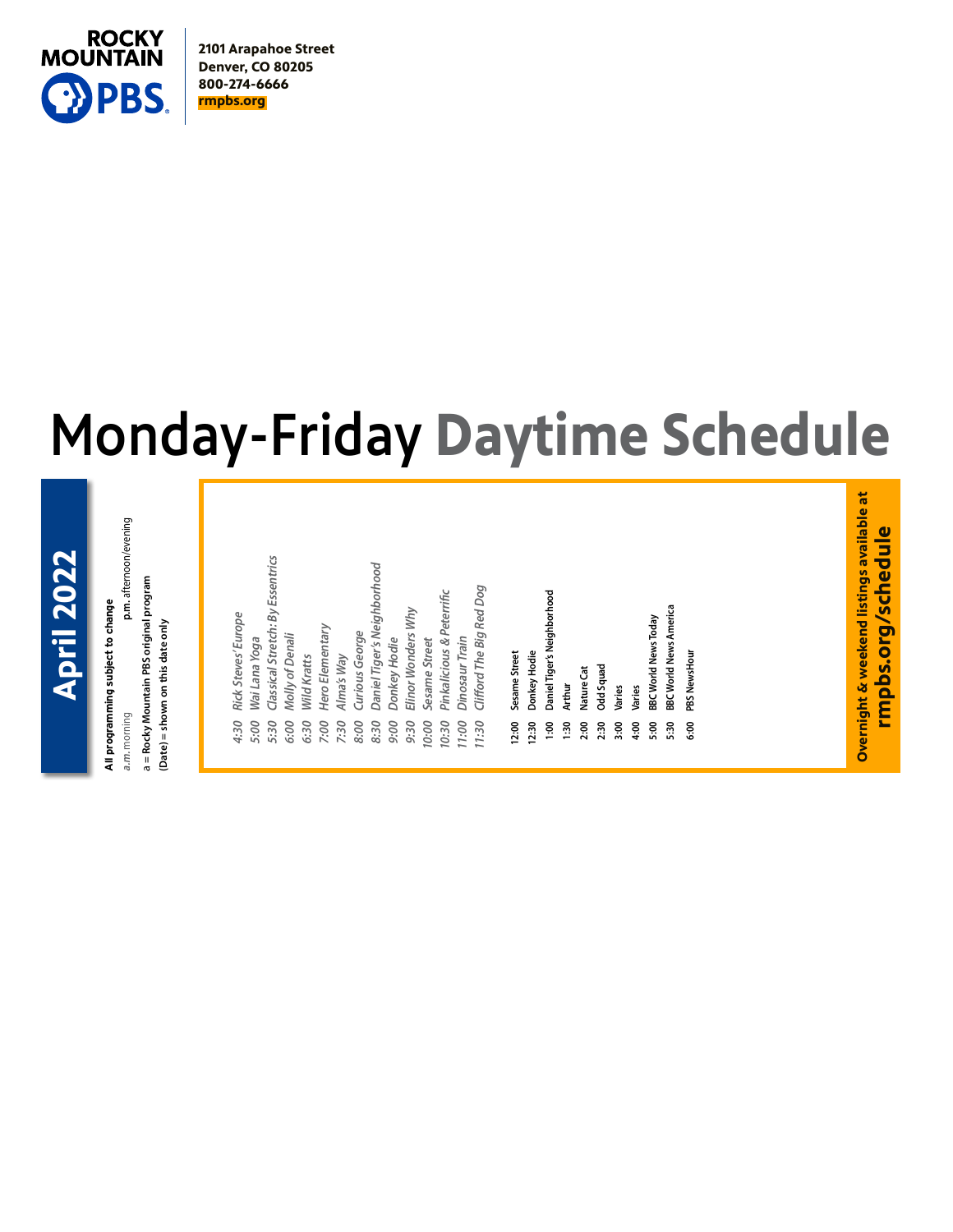ROCKY MOUNTAIN PBS

2101 Arapahoe Street
Denver, CO 80205
800-274-6666
rmpbs.org

# Monday-Friday Daytime Schedule

**April 2022**

**All programming subject to change**

a.m. morning **p.m.** afternoon/evening

a = Rocky Mountain PBS original program

(Date) = shown on this date only

*4:30 Rick Steves' Europe*
*5:00 Wai Lana Yoga*
*5:30 Classical Stretch: By Essentrics*
*6:00 Molly of Denali*
*6:30 Wild Kratts*
*7:00 Hero Elementary*
*7:30 Alma's Way*
*8:00 Curious George*
*8:30 Daniel Tiger's Neighborhood*
*9:00 Donkey Hodie*
*9:30 Elinor Wonders Why*
*10:00 Sesame Street*
*10:30 Pinkalicious & Peterrific*
*11:00 Dinosaur Train*
*11:30 Clifford The Big Red Dog*

**12:00 Sesame Street**
**12:30 Donkey Hodie**
**1:00 Daniel Tiger's Neighborhood**
**1:30 Arthur**
**2:00 Nature Cat**
**2:30 Odd Squad**
**3:00 Varies**
**4:00 Varies**
**5:00 BBC World News Today**
**5:30 BBC World News America**
**6:00 PBS NewsHour**

**Overnight & weekend listings available at rmpbs.org/schedule**